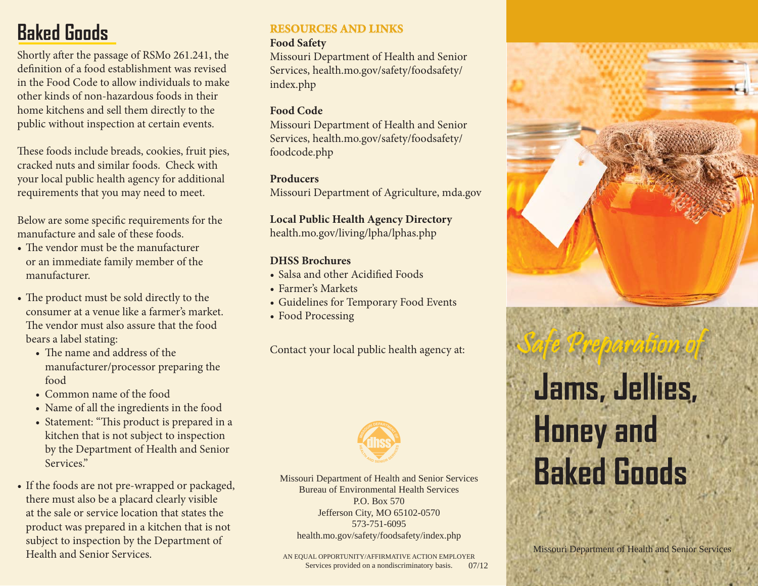## Baked Goods

Shortly after the passage of RSMo 261.241, the definition of a food establishment was revised in the Food Code to allow individuals to make other kinds of non-hazardous foods in their home kitchens and sell them directly to the public without inspection at certain events.

These foods include breads, cookies, fruit pies, cracked nuts and similar foods. Check with your local public health agency for additional requirements that you may need to meet.

Below are some specific requirements for the manufacture and sale of these foods.

- The vendor must be the manufacturer or an immediate family member of the manufacturer.
- The product must be sold directly to the consumer at a venue like a farmer's market. The vendor must also assure that the food bears a label stating:
  - The name and address of the manufacturer/processor preparing the food
  - Common name of the food
  - Name of all the ingredients in the food
  - Statement: "This product is prepared in a kitchen that is not subject to inspection by the Department of Health and Senior Services."
- If the foods are not pre-wrapped or packaged, there must also be a placard clearly visible at the sale or service location that states the product was prepared in a kitchen that is not subject to inspection by the Department of Health and Senior Services.

## RESOURCES AND LINKS

**Food Safety**
Missouri Department of Health and Senior Services, health.mo.gov/safety/foodsafety/index.php

**Food Code**
Missouri Department of Health and Senior Services, health.mo.gov/safety/foodsafety/foodcode.php

**Producers**
Missouri Department of Agriculture, mda.gov

**Local Public Health Agency Directory**
health.mo.gov/living/lpha/lphas.php

**DHSS Brochures**

- Salsa and other Acidified Foods
- Farmer's Markets
- Guidelines for Temporary Food Events
- Food Processing

Contact your local public health agency at:

Missouri Department of Health and Senior Services
Bureau of Environmental Health Services
P.O. Box 570
Jefferson City, MO 65102-0570
573-751-6095
health.mo.gov/safety/foodsafety/index.php

AN EQUAL OPPORTUNITY/AFFIRMATIVE ACTION EMPLOYER
Services provided on a nondiscriminatory basis. 07/12

*Safe Preparation of*

# Jams, Jellies, Honey and Baked Goods

Missouri Department of Health and Senior Services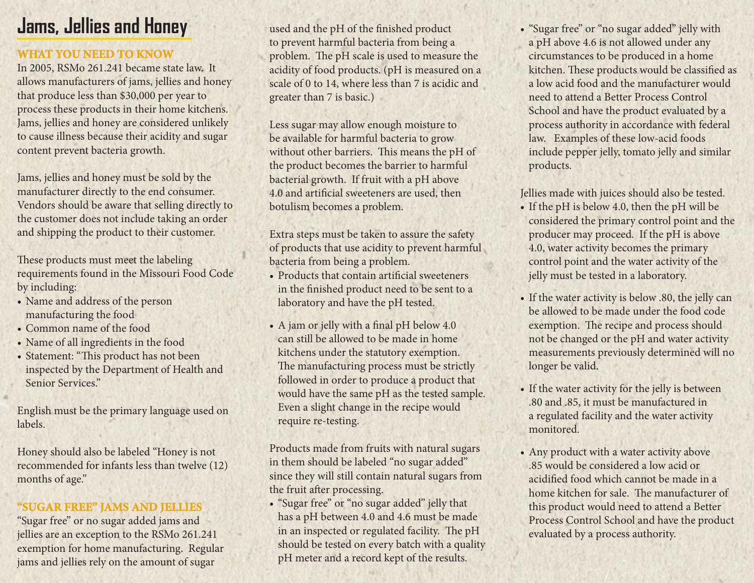# Jams, Jellies and Honey

## WHAT YOU NEED TO KNOW

In 2005, RSMo 261.241 became state law. It allows manufacturers of jams, jellies and honey that produce less than $30,000 per year to process these products in their home kitchens. Jams, jellies and honey are considered unlikely to cause illness because their acidity and sugar content prevent bacteria growth.

Jams, jellies and honey must be sold by the manufacturer directly to the end consumer. Vendors should be aware that selling directly to the customer does not include taking an order and shipping the product to their customer.

These products must meet the labeling requirements found in the Missouri Food Code by including:

- Name and address of the person manufacturing the food
- Common name of the food
- Name of all ingredients in the food
- Statement: "This product has not been inspected by the Department of Health and Senior Services."

English must be the primary language used on labels.

Honey should also be labeled "Honey is not recommended for infants less than twelve (12) months of age."

## "SUGAR FREE" JAMS AND JELLIES

"Sugar free" or no sugar added jams and jellies are an exception to the RSMo 261.241 exemption for home manufacturing. Regular jams and jellies rely on the amount of sugar used and the pH of the finished product to prevent harmful bacteria from being a problem. The pH scale is used to measure the acidity of food products. (pH is measured on a scale of 0 to 14, where less than 7 is acidic and greater than 7 is basic.)

Less sugar may allow enough moisture to be available for harmful bacteria to grow without other barriers. This means the pH of the product becomes the barrier to harmful bacterial growth. If fruit with a pH above 4.0 and artificial sweeteners are used, then botulism becomes a problem.

Extra steps must be taken to assure the safety of products that use acidity to prevent harmful bacteria from being a problem.

- Products that contain artificial sweeteners in the finished product need to be sent to a laboratory and have the pH tested.
- A jam or jelly with a final pH below 4.0 can still be allowed to be made in home kitchens under the statutory exemption. The manufacturing process must be strictly followed in order to produce a product that would have the same pH as the tested sample. Even a slight change in the recipe would require re-testing.

Products made from fruits with natural sugars in them should be labeled "no sugar added" since they will still contain natural sugars from the fruit after processing.

- "Sugar free" or "no sugar added" jelly that has a pH between 4.0 and 4.6 must be made in an inspected or regulated facility. The pH should be tested on every batch with a quality pH meter and a record kept of the results.
- "Sugar free" or "no sugar added" jelly with a pH above 4.6 is not allowed under any circumstances to be produced in a home kitchen. These products would be classified as a low acid food and the manufacturer would need to attend a Better Process Control School and have the product evaluated by a process authority in accordance with federal law. Examples of these low-acid foods include pepper jelly, tomato jelly and similar products.

Jellies made with juices should also be tested.

- If the pH is below 4.0, then the pH will be considered the primary control point and the producer may proceed. If the pH is above 4.0, water activity becomes the primary control point and the water activity of the jelly must be tested in a laboratory.
- If the water activity is below .80, the jelly can be allowed to be made under the food code exemption. The recipe and process should not be changed or the pH and water activity measurements previously determined will no longer be valid.
- If the water activity for the jelly is between .80 and .85, it must be manufactured in a regulated facility and the water activity monitored.
- Any product with a water activity above .85 would be considered a low acid or acidified food which cannot be made in a home kitchen for sale. The manufacturer of this product would need to attend a Better Process Control School and have the product evaluated by a process authority.